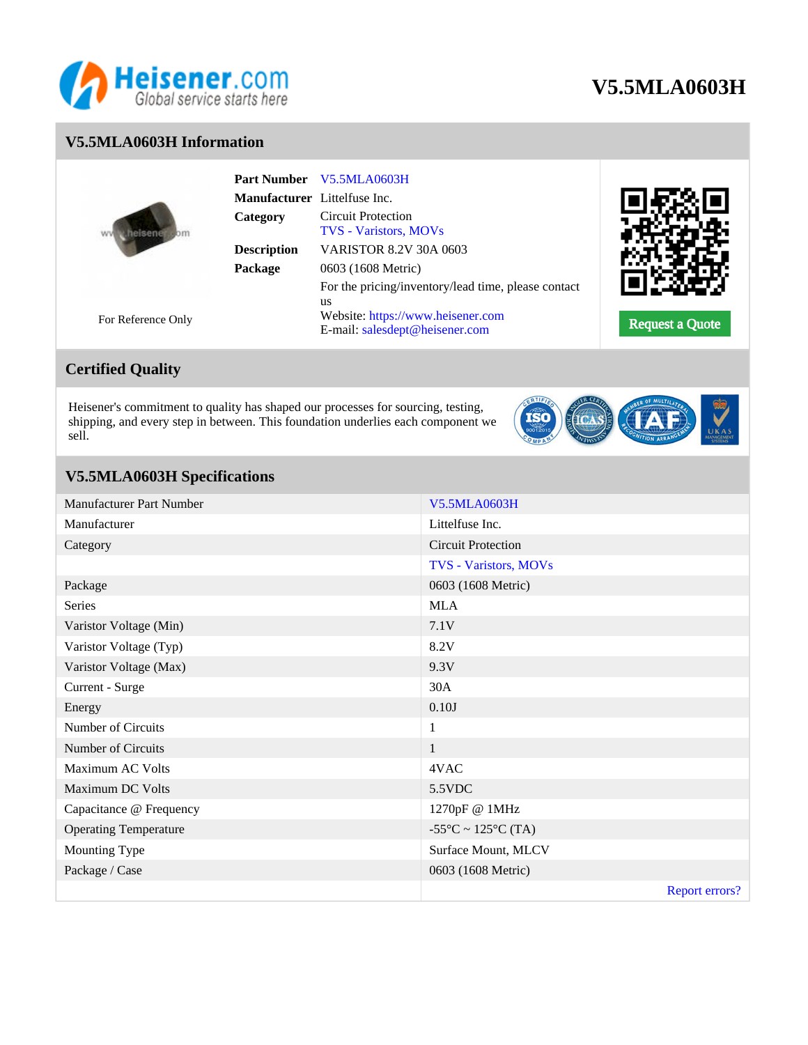# V5.5MLA0603H

## V5.5MLA0603H Information

For Reference Only

| | |
|---|---|
| **Part Number** | V5.5MLA0603H |
| **Manufacturer** | Littelfuse Inc. |
| **Category** | Circuit Protection<br>TVS - Varistors, MOVs |
| **Description** | VARISTOR 8.2V 30A 0603 |
| **Package** | 0603 (1608 Metric) |

For the pricing/inventory/lead time, please contact us
Website: https://www.heisener.com
E-mail: salesdept@heisener.com

Request a Quote

## Certified Quality

Heisener's commitment to quality has shaped our processes for sourcing, testing, shipping, and every step in between. This foundation underlies each component we sell.

## V5.5MLA0603H Specifications

| | |
|---|---|
| Manufacturer Part Number | V5.5MLA0603H |
| Manufacturer | Littelfuse Inc. |
| Category | Circuit Protection |
| | TVS - Varistors, MOVs |
| Package | 0603 (1608 Metric) |
| Series | MLA |
| Varistor Voltage (Min) | 7.1V |
| Varistor Voltage (Typ) | 8.2V |
| Varistor Voltage (Max) | 9.3V |
| Current - Surge | 30A |
| Energy | 0.10J |
| Number of Circuits | 1 |
| Number of Circuits | 1 |
| Maximum AC Volts | 4VAC |
| Maximum DC Volts | 5.5VDC |
| Capacitance @ Frequency | 1270pF @ 1MHz |
| Operating Temperature | -55°C ~ 125°C (TA) |
| Mounting Type | Surface Mount, MLCV |
| Package / Case | 0603 (1608 Metric) |
| | Report errors? |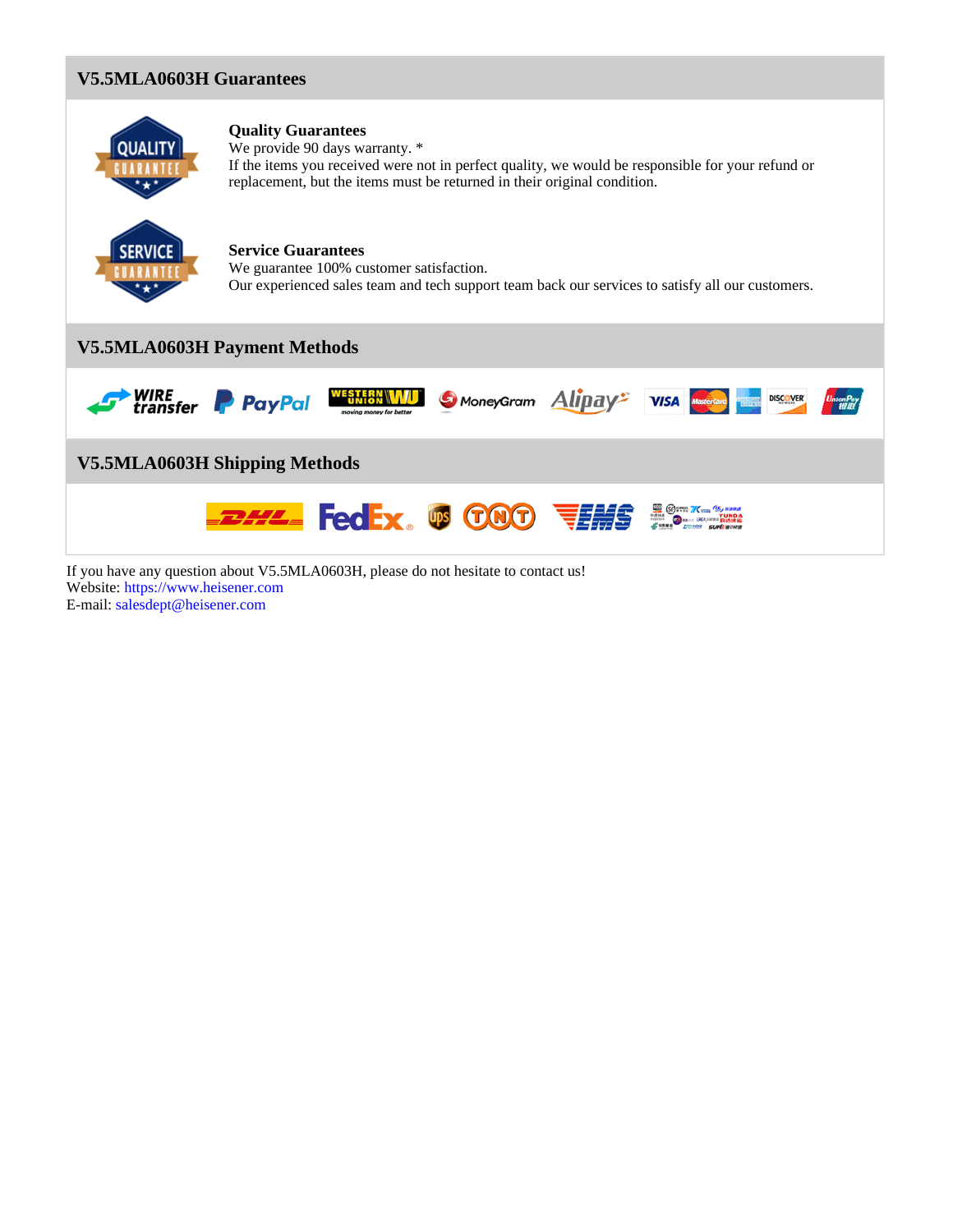## V5.5MLA0603H Guarantees

**Quality Guarantees**
We provide 90 days warranty. *
If the items you received were not in perfect quality, we would be responsible for your refund or replacement, but the items must be returned in their original condition.

**Service Guarantees**
We guarantee 100% customer satisfaction.
Our experienced sales team and tech support team back our services to satisfy all our customers.

## V5.5MLA0603H Payment Methods

## V5.5MLA0603H Shipping Methods

If you have any question about V5.5MLA0603H, please do not hesitate to contact us!
Website: https://www.heisener.com
E-mail: salesdept@heisener.com